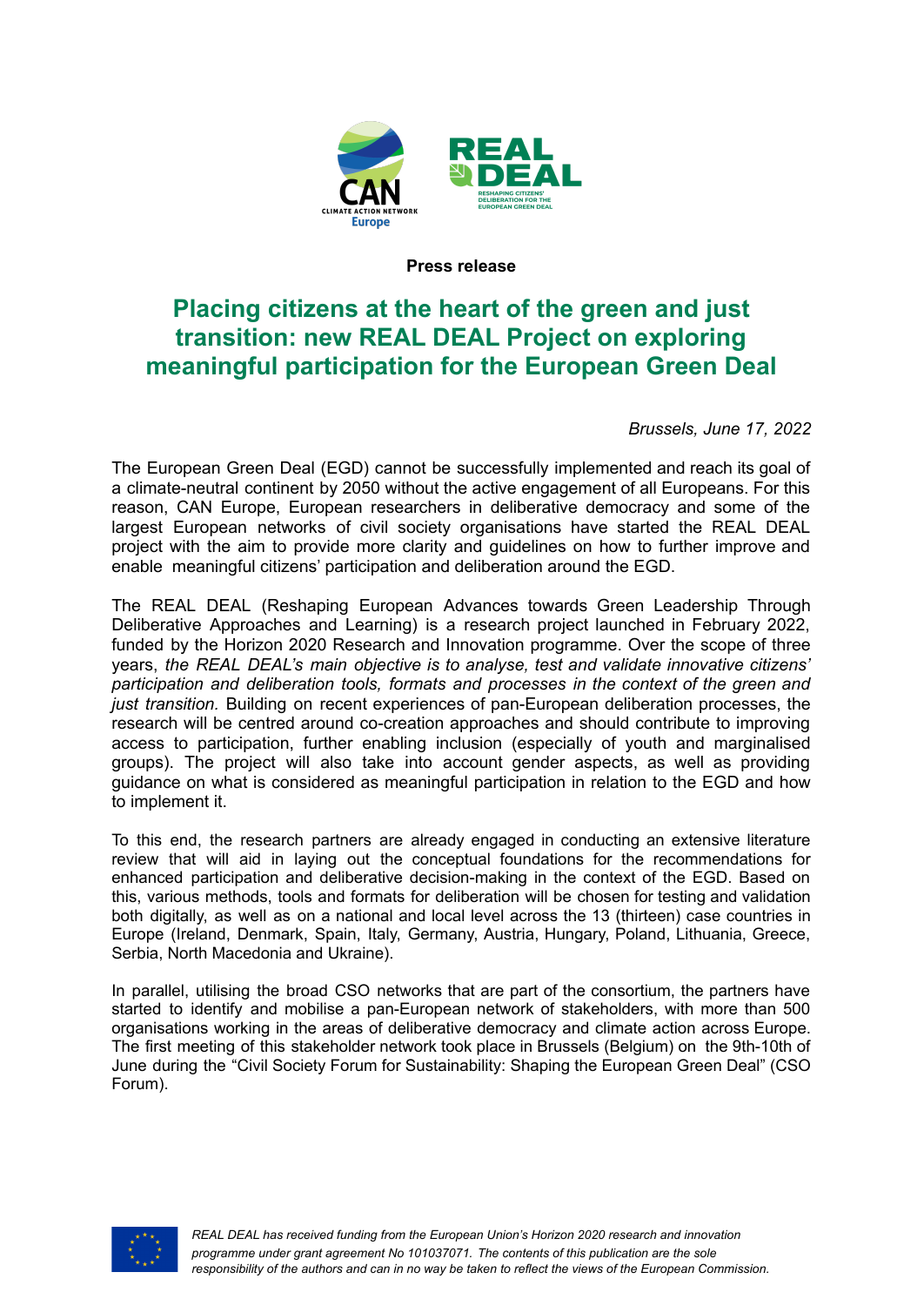**Press release**

# Placing citizens at the heart of the green and just transition: new REAL DEAL Project on exploring meaningful participation for the European Green Deal

*Brussels, June 17, 2022*

The European Green Deal (EGD) cannot be successfully implemented and reach its goal of a climate-neutral continent by 2050 without the active engagement of all Europeans. For this reason, CAN Europe, European researchers in deliberative democracy and some of the largest European networks of civil society organisations have started the REAL DEAL project with the aim to provide more clarity and guidelines on how to further improve and enable meaningful citizens' participation and deliberation around the EGD.

The REAL DEAL (Reshaping European Advances towards Green Leadership Through Deliberative Approaches and Learning) is a research project launched in February 2022, funded by the Horizon 2020 Research and Innovation programme. Over the scope of three years, *the REAL DEAL's main objective is to analyse, test and validate innovative citizens' participation and deliberation tools, formats and processes in the context of the green and just transition.* Building on recent experiences of pan-European deliberation processes, the research will be centred around co-creation approaches and should contribute to improving access to participation, further enabling inclusion (especially of youth and marginalised groups). The project will also take into account gender aspects, as well as providing guidance on what is considered as meaningful participation in relation to the EGD and how to implement it.

To this end, the research partners are already engaged in conducting an extensive literature review that will aid in laying out the conceptual foundations for the recommendations for enhanced participation and deliberative decision-making in the context of the EGD. Based on this, various methods, tools and formats for deliberation will be chosen for testing and validation both digitally, as well as on a national and local level across the 13 (thirteen) case countries in Europe (Ireland, Denmark, Spain, Italy, Germany, Austria, Hungary, Poland, Lithuania, Greece, Serbia, North Macedonia and Ukraine).

In parallel, utilising the broad CSO networks that are part of the consortium, the partners have started to identify and mobilise a pan-European network of stakeholders, with more than 500 organisations working in the areas of deliberative democracy and climate action across Europe. The first meeting of this stakeholder network took place in Brussels (Belgium) on the 9th-10th of June during the "Civil Society Forum for Sustainability: Shaping the European Green Deal" (CSO Forum).

*REAL DEAL has received funding from the European Union's Horizon 2020 research and innovation programme under grant agreement No 101037071. The contents of this publication are the sole responsibility of the authors and can in no way be taken to reflect the views of the European Commission.*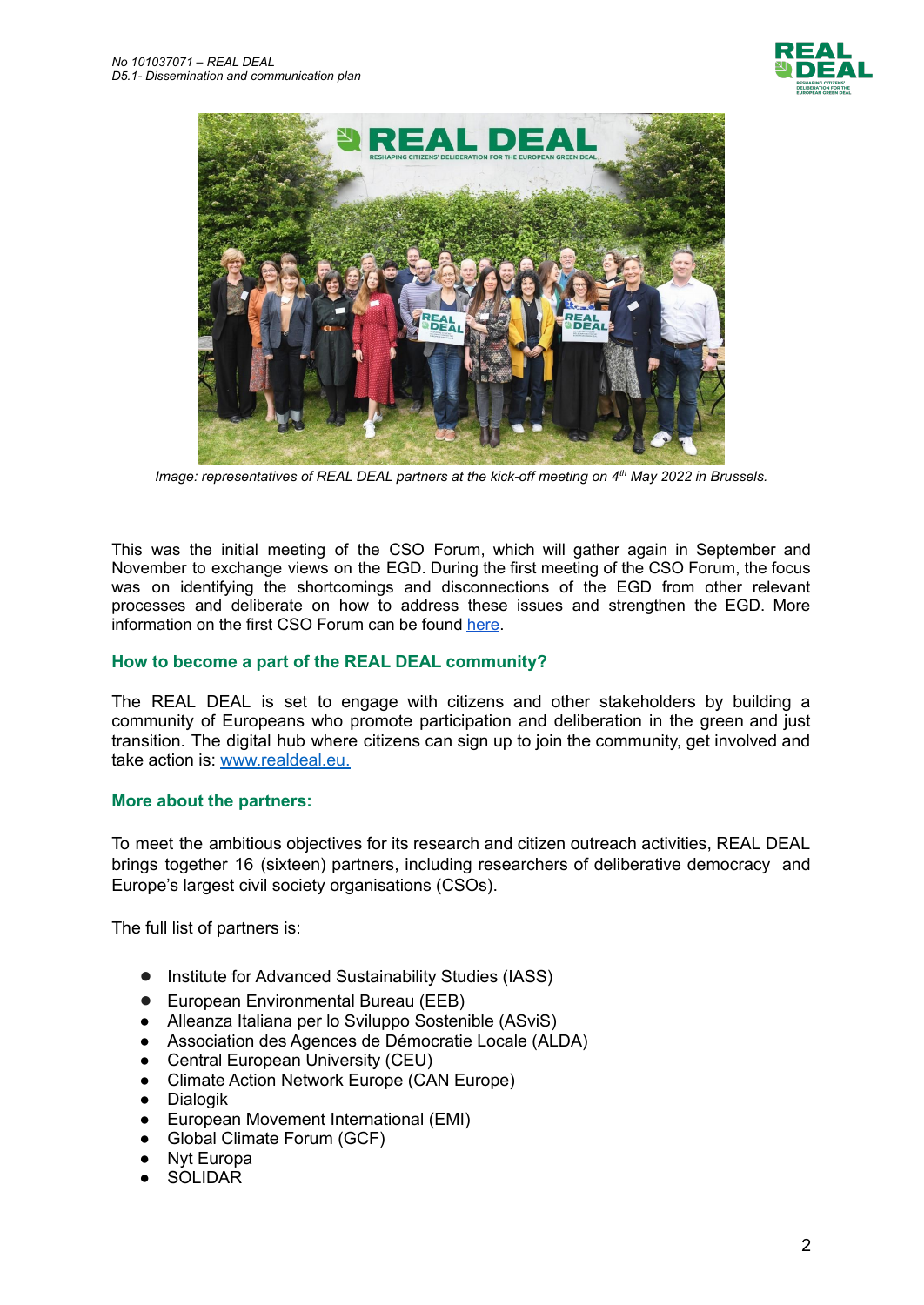Image: representatives of REAL DEAL partners at the kick-off meeting on 4th May 2022 in Brussels.

This was the initial meeting of the CSO Forum, which will gather again in September and November to exchange views on the EGD. During the first meeting of the CSO Forum, the focus was on identifying the shortcomings and disconnections of the EGD from other relevant processes and deliberate on how to address these issues and strengthen the EGD. More information on the first CSO Forum can be found here.

### How to become a part of the REAL DEAL community?

The REAL DEAL is set to engage with citizens and other stakeholders by building a community of Europeans who promote participation and deliberation in the green and just transition. The digital hub where citizens can sign up to join the community, get involved and take action is: www.realdeal.eu.

### More about the partners:

To meet the ambitious objectives for its research and citizen outreach activities, REAL DEAL brings together 16 (sixteen) partners, including researchers of deliberative democracy and Europe's largest civil society organisations (CSOs).

The full list of partners is:

- Institute for Advanced Sustainability Studies (IASS)
- European Environmental Bureau (EEB)
- Alleanza Italiana per lo Sviluppo Sostenibile (ASviS)
- Association des Agences de Démocratie Locale (ALDA)
- Central European University (CEU)
- Climate Action Network Europe (CAN Europe)
- Dialogik
- European Movement International (EMI)
- Global Climate Forum (GCF)
- Nyt Europa
- SOLIDAR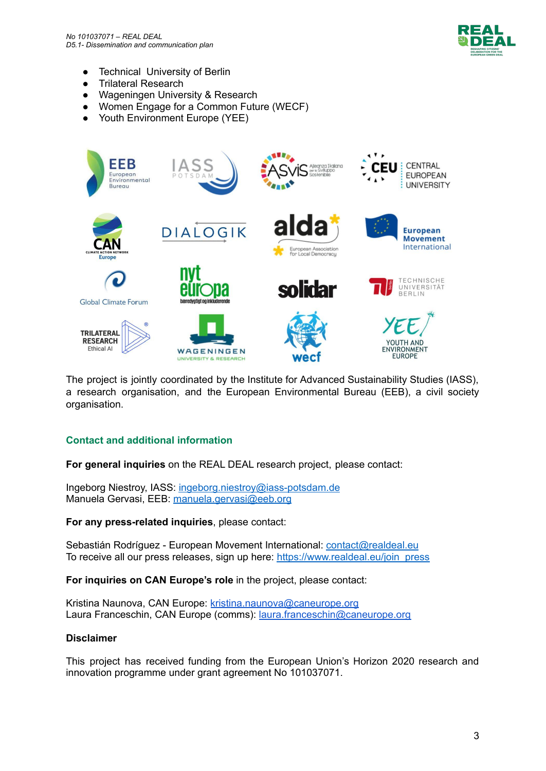- Technical University of Berlin
- Trilateral Research
- Wageningen University & Research
- Women Engage for a Common Future (WECF)
- Youth Environment Europe (YEE)

The project is jointly coordinated by the Institute for Advanced Sustainability Studies (IASS), a research organisation, and the European Environmental Bureau (EEB), a civil society organisation.

## Contact and additional information

**For general inquiries** on the REAL DEAL research project, please contact:

Ingeborg Niestroy, IASS: ingeborg.niestroy@iass-potsdam.de
Manuela Gervasi, EEB: manuela.gervasi@eeb.org

**For any press-related inquiries**, please contact:

Sebastián Rodríguez - European Movement International: contact@realdeal.eu
To receive all our press releases, sign up here: https://www.realdeal.eu/join_press

**For inquiries on CAN Europe's role** in the project, please contact:

Kristina Naunova, CAN Europe: kristina.naunova@caneurope.org
Laura Franceschin, CAN Europe (comms): laura.franceschin@caneurope.org

**Disclaimer**

This project has received funding from the European Union's Horizon 2020 research and innovation programme under grant agreement No 101037071.